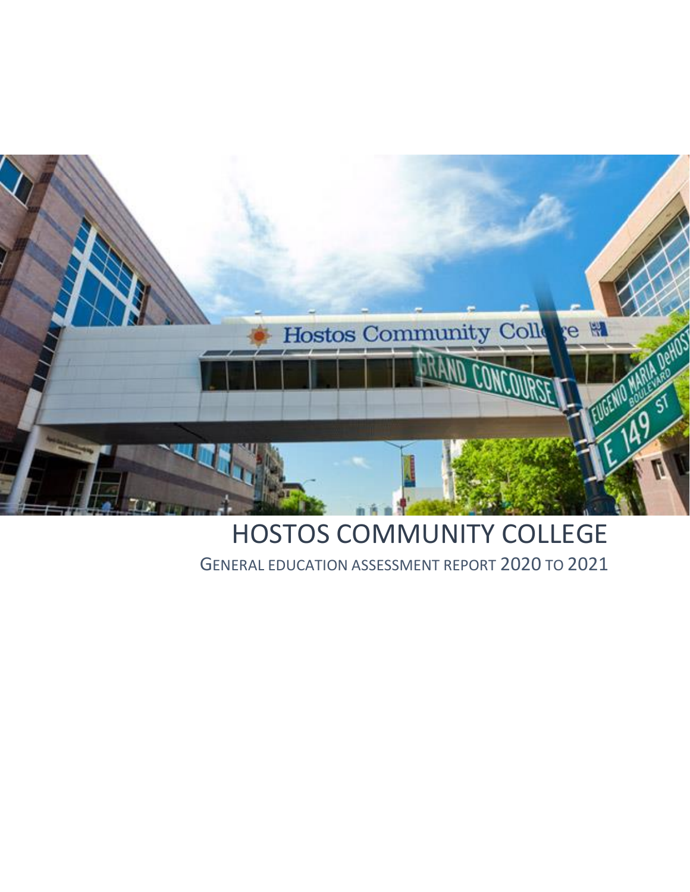# HOSTOS COMMUNITY COLLEGE

## GENERAL EDUCATION ASSESSMENT REPORT 2020 TO 2021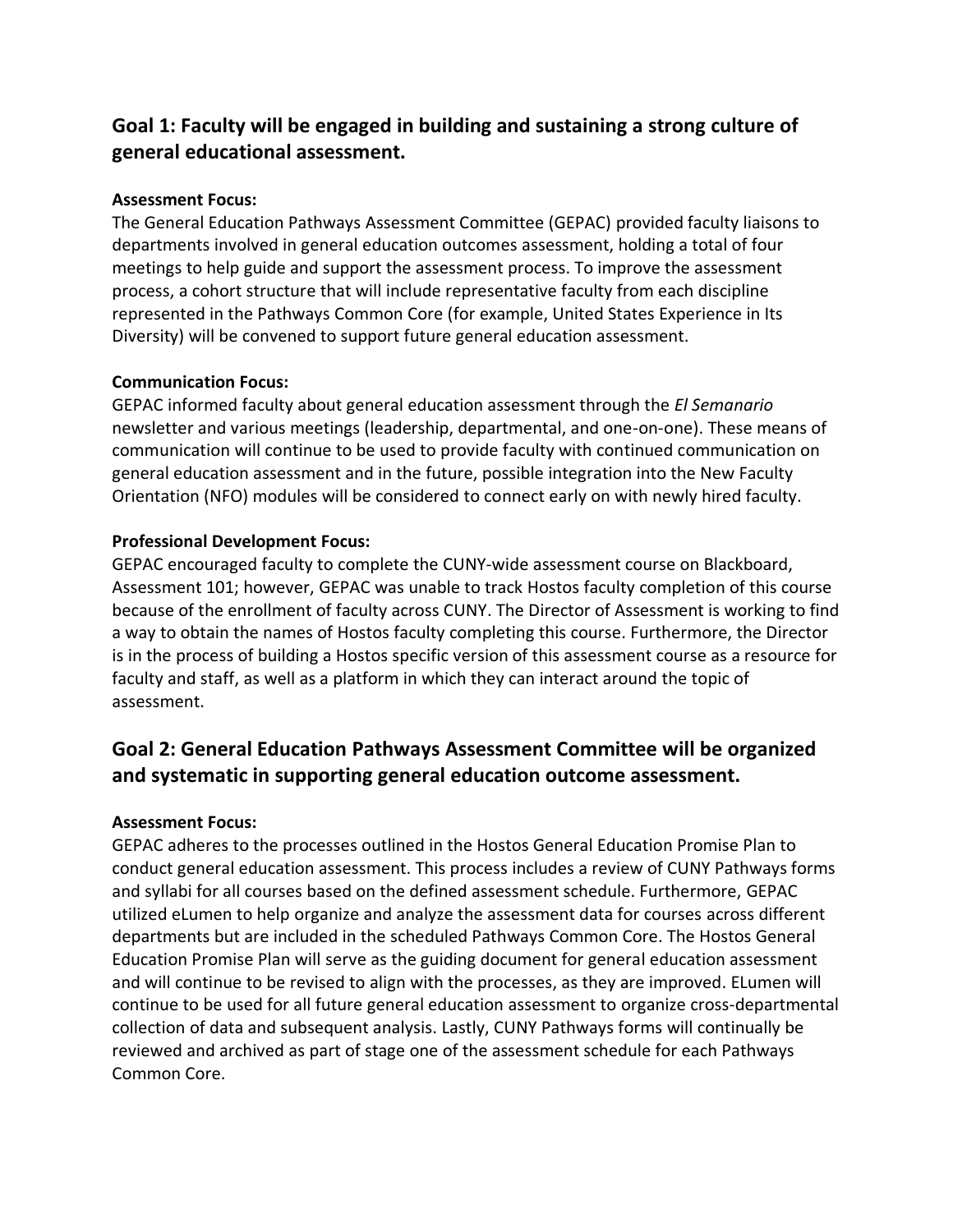## Goal 1: Faculty will be engaged in building and sustaining a strong culture of general educational assessment.

**Assessment Focus:**
The General Education Pathways Assessment Committee (GEPAC) provided faculty liaisons to departments involved in general education outcomes assessment, holding a total of four meetings to help guide and support the assessment process. To improve the assessment process, a cohort structure that will include representative faculty from each discipline represented in the Pathways Common Core (for example, United States Experience in Its Diversity) will be convened to support future general education assessment.

**Communication Focus:**
GEPAC informed faculty about general education assessment through the *El Semanario* newsletter and various meetings (leadership, departmental, and one-on-one). These means of communication will continue to be used to provide faculty with continued communication on general education assessment and in the future, possible integration into the New Faculty Orientation (NFO) modules will be considered to connect early on with newly hired faculty.

**Professional Development Focus:**
GEPAC encouraged faculty to complete the CUNY-wide assessment course on Blackboard, Assessment 101; however, GEPAC was unable to track Hostos faculty completion of this course because of the enrollment of faculty across CUNY. The Director of Assessment is working to find a way to obtain the names of Hostos faculty completing this course. Furthermore, the Director is in the process of building a Hostos specific version of this assessment course as a resource for faculty and staff, as well as a platform in which they can interact around the topic of assessment.

## Goal 2: General Education Pathways Assessment Committee will be organized and systematic in supporting general education outcome assessment.

**Assessment Focus:**
GEPAC adheres to the processes outlined in the Hostos General Education Promise Plan to conduct general education assessment. This process includes a review of CUNY Pathways forms and syllabi for all courses based on the defined assessment schedule. Furthermore, GEPAC utilized eLumen to help organize and analyze the assessment data for courses across different departments but are included in the scheduled Pathways Common Core. The Hostos General Education Promise Plan will serve as the guiding document for general education assessment and will continue to be revised to align with the processes, as they are improved. ELumen will continue to be used for all future general education assessment to organize cross-departmental collection of data and subsequent analysis. Lastly, CUNY Pathways forms will continually be reviewed and archived as part of stage one of the assessment schedule for each Pathways Common Core.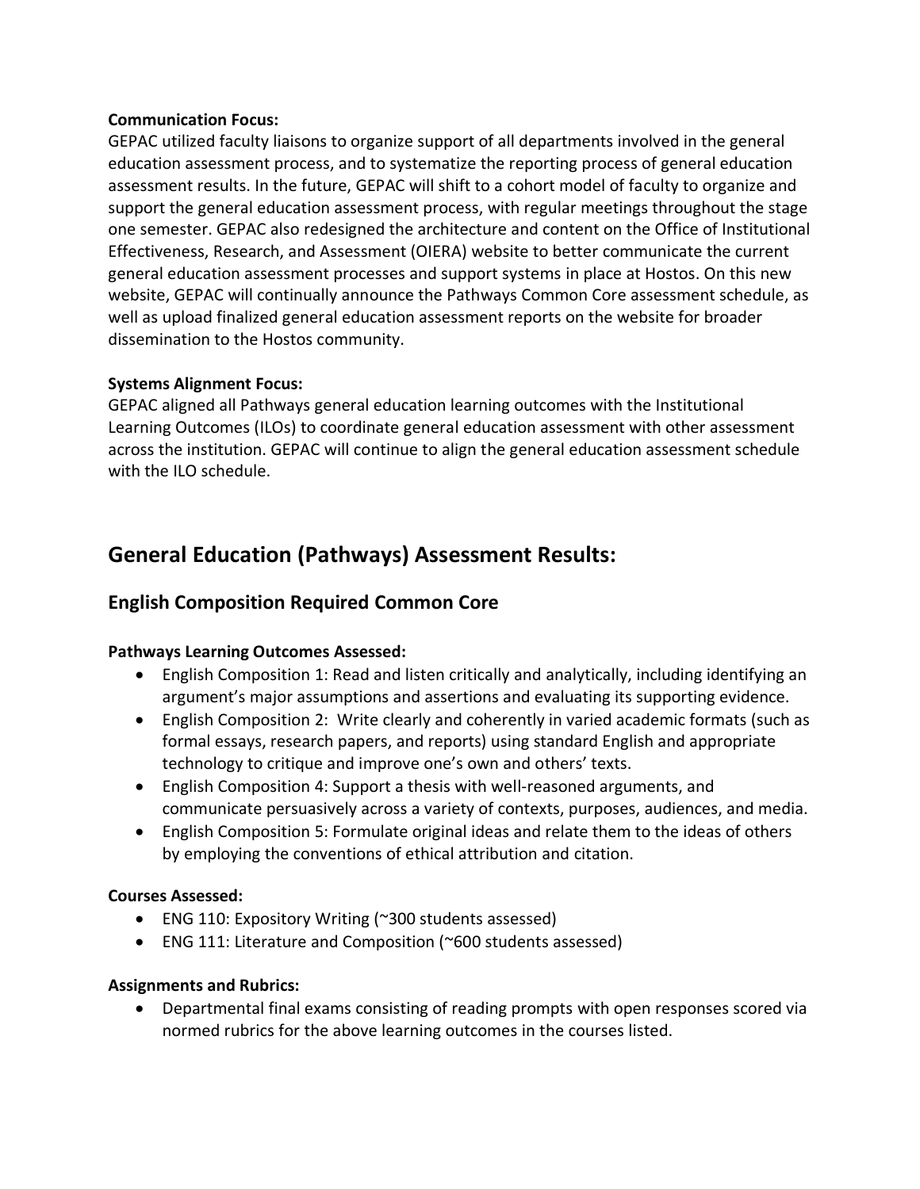**Communication Focus:**
GEPAC utilized faculty liaisons to organize support of all departments involved in the general education assessment process, and to systematize the reporting process of general education assessment results. In the future, GEPAC will shift to a cohort model of faculty to organize and support the general education assessment process, with regular meetings throughout the stage one semester. GEPAC also redesigned the architecture and content on the Office of Institutional Effectiveness, Research, and Assessment (OIERA) website to better communicate the current general education assessment processes and support systems in place at Hostos. On this new website, GEPAC will continually announce the Pathways Common Core assessment schedule, as well as upload finalized general education assessment reports on the website for broader dissemination to the Hostos community.

**Systems Alignment Focus:**
GEPAC aligned all Pathways general education learning outcomes with the Institutional Learning Outcomes (ILOs) to coordinate general education assessment with other assessment across the institution. GEPAC will continue to align the general education assessment schedule with the ILO schedule.

## General Education (Pathways) Assessment Results:

### English Composition Required Common Core

**Pathways Learning Outcomes Assessed:**

- English Composition 1: Read and listen critically and analytically, including identifying an argument's major assumptions and assertions and evaluating its supporting evidence.
- English Composition 2: Write clearly and coherently in varied academic formats (such as formal essays, research papers, and reports) using standard English and appropriate technology to critique and improve one's own and others' texts.
- English Composition 4: Support a thesis with well-reasoned arguments, and communicate persuasively across a variety of contexts, purposes, audiences, and media.
- English Composition 5: Formulate original ideas and relate them to the ideas of others by employing the conventions of ethical attribution and citation.

**Courses Assessed:**

- ENG 110: Expository Writing (~300 students assessed)
- ENG 111: Literature and Composition (~600 students assessed)

**Assignments and Rubrics:**

- Departmental final exams consisting of reading prompts with open responses scored via normed rubrics for the above learning outcomes in the courses listed.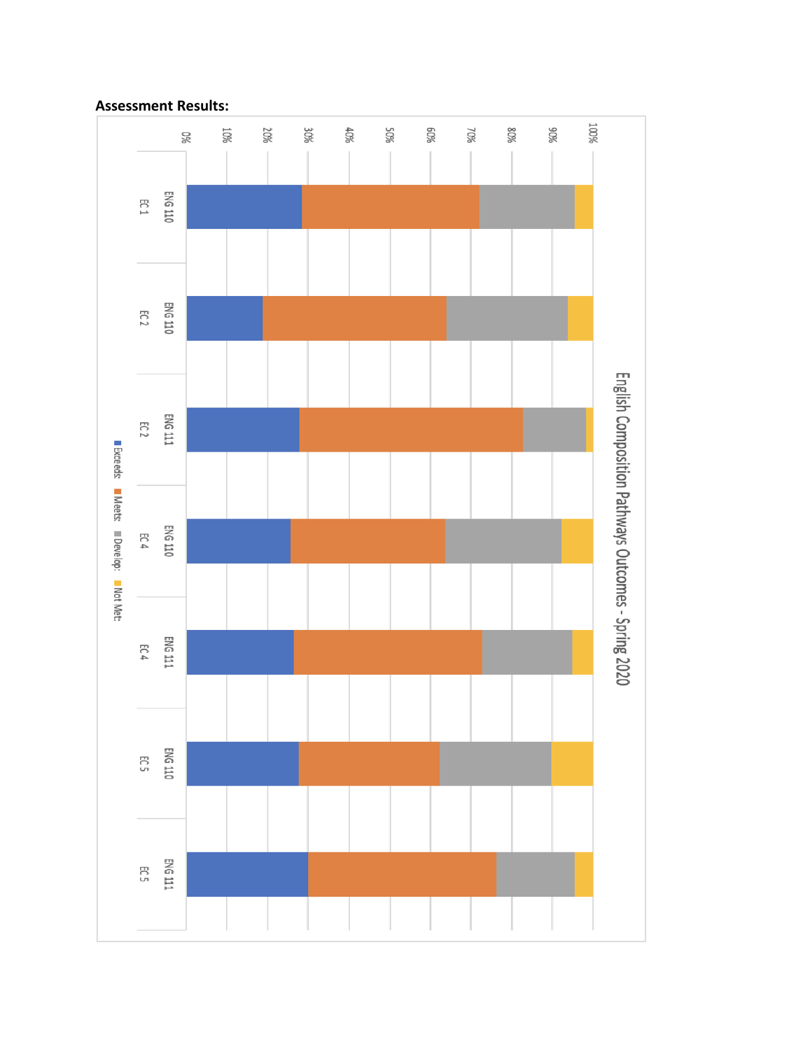**Assessment Results:**

English Composition Pathways Outcomes - Spring 2020

| | Exceeds: | Meets: | Develop: | Not Met: |
|---|---|---|---|---|
| ENG 110 EC 1 | | | | |
| ENG 110 EC 2 | | | | |
| ENG 111 EC 2 | | | | |
| ENG 110 EC 4 | | | | |
| ENG 111 EC 4 | | | | |
| ENG 110 EC 5 | | | | |
| ENG 111 EC 5 | | | | |

0% 10% 20% 30% 40% 50% 60% 70% 80% 90% 100%

■ Exceeds: ■ Meets: ■ Develop: ■ Not Met: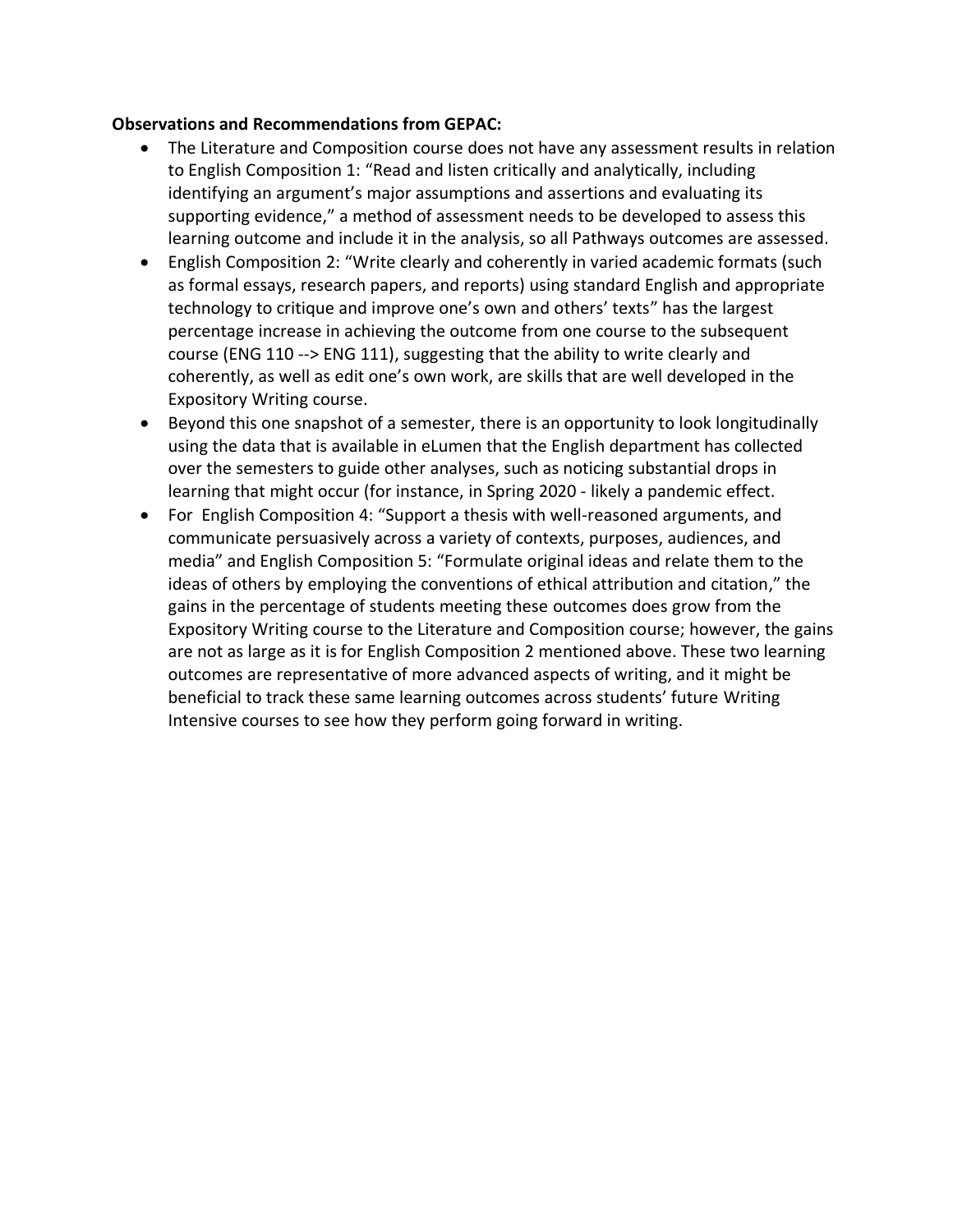**Observations and Recommendations from GEPAC:**

- The Literature and Composition course does not have any assessment results in relation to English Composition 1: "Read and listen critically and analytically, including identifying an argument's major assumptions and assertions and evaluating its supporting evidence," a method of assessment needs to be developed to assess this learning outcome and include it in the analysis, so all Pathways outcomes are assessed.
- English Composition 2: "Write clearly and coherently in varied academic formats (such as formal essays, research papers, and reports) using standard English and appropriate technology to critique and improve one's own and others' texts" has the largest percentage increase in achieving the outcome from one course to the subsequent course (ENG 110 --> ENG 111), suggesting that the ability to write clearly and coherently, as well as edit one's own work, are skills that are well developed in the Expository Writing course.
- Beyond this one snapshot of a semester, there is an opportunity to look longitudinally using the data that is available in eLumen that the English department has collected over the semesters to guide other analyses, such as noticing substantial drops in learning that might occur (for instance, in Spring 2020 - likely a pandemic effect.
- For English Composition 4: "Support a thesis with well-reasoned arguments, and communicate persuasively across a variety of contexts, purposes, audiences, and media" and English Composition 5: "Formulate original ideas and relate them to the ideas of others by employing the conventions of ethical attribution and citation," the gains in the percentage of students meeting these outcomes does grow from the Expository Writing course to the Literature and Composition course; however, the gains are not as large as it is for English Composition 2 mentioned above. These two learning outcomes are representative of more advanced aspects of writing, and it might be beneficial to track these same learning outcomes across students' future Writing Intensive courses to see how they perform going forward in writing.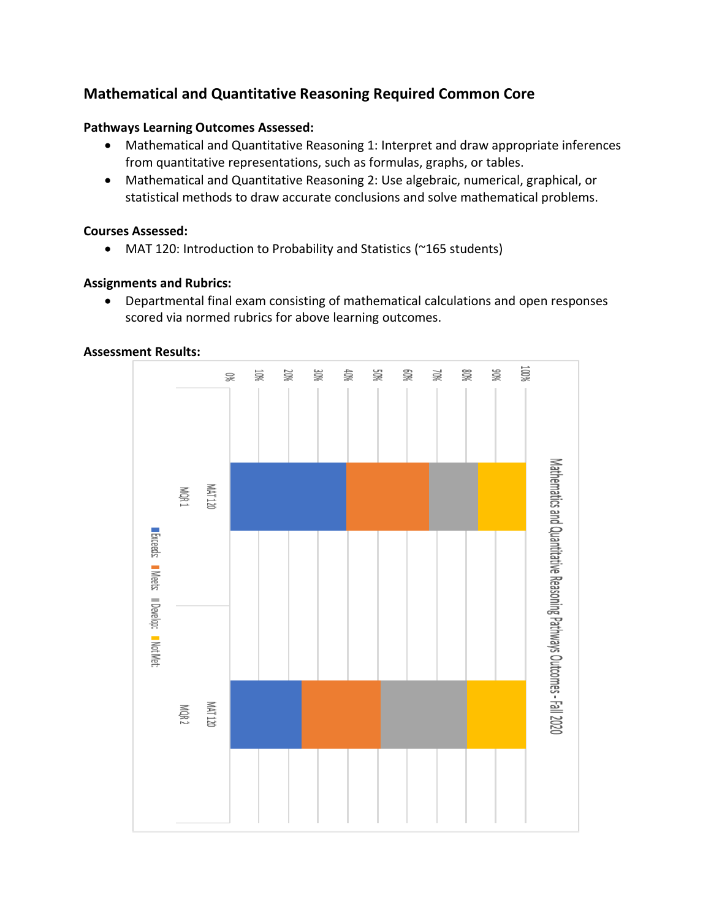## Mathematical and Quantitative Reasoning Required Common Core

**Pathways Learning Outcomes Assessed:**

- Mathematical and Quantitative Reasoning 1: Interpret and draw appropriate inferences from quantitative representations, such as formulas, graphs, or tables.
- Mathematical and Quantitative Reasoning 2: Use algebraic, numerical, graphical, or statistical methods to draw accurate conclusions and solve mathematical problems.

**Courses Assessed:**

- MAT 120: Introduction to Probability and Statistics (~165 students)

**Assignments and Rubrics:**

- Departmental final exam consisting of mathematical calculations and open responses scored via normed rubrics for above learning outcomes.

**Assessment Results:**

Mathematics and Quantitative Reasoning Pathways Outcomes - Fall 2020

| | Exceeds: | Meets: | Develop: | Not Met: |
|---|---|---|---|---|
| MAT 120 MQR 1 | ~39% | ~28% | ~17% | ~16% |
| MAT 120 MQR 2 | ~24% | ~27% | ~29% | ~20% |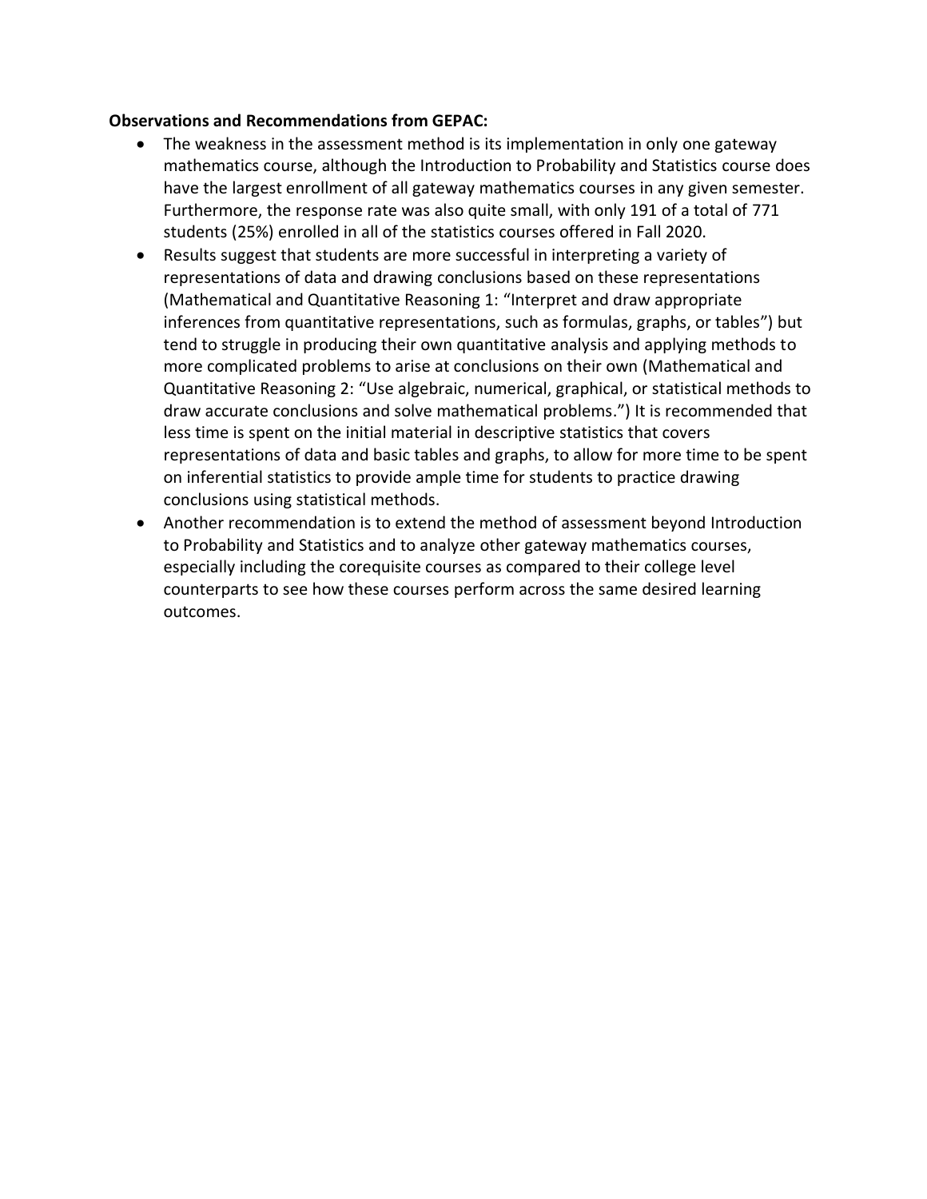**Observations and Recommendations from GEPAC:**

- The weakness in the assessment method is its implementation in only one gateway mathematics course, although the Introduction to Probability and Statistics course does have the largest enrollment of all gateway mathematics courses in any given semester. Furthermore, the response rate was also quite small, with only 191 of a total of 771 students (25%) enrolled in all of the statistics courses offered in Fall 2020.
- Results suggest that students are more successful in interpreting a variety of representations of data and drawing conclusions based on these representations (Mathematical and Quantitative Reasoning 1: "Interpret and draw appropriate inferences from quantitative representations, such as formulas, graphs, or tables") but tend to struggle in producing their own quantitative analysis and applying methods to more complicated problems to arise at conclusions on their own (Mathematical and Quantitative Reasoning 2: "Use algebraic, numerical, graphical, or statistical methods to draw accurate conclusions and solve mathematical problems.") It is recommended that less time is spent on the initial material in descriptive statistics that covers representations of data and basic tables and graphs, to allow for more time to be spent on inferential statistics to provide ample time for students to practice drawing conclusions using statistical methods.
- Another recommendation is to extend the method of assessment beyond Introduction to Probability and Statistics and to analyze other gateway mathematics courses, especially including the corequisite courses as compared to their college level counterparts to see how these courses perform across the same desired learning outcomes.